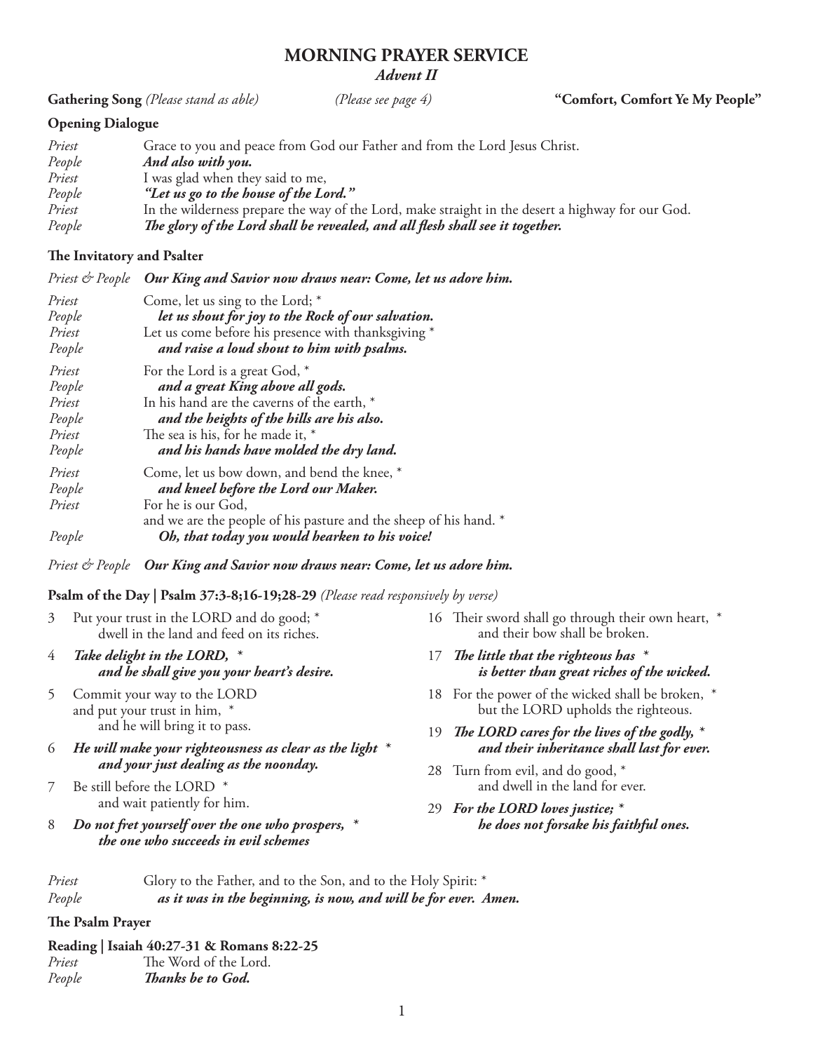# MORNING PRAYER SERVICE

## *Advent II*

**Gathering Song** *(Please stand as able)* *(Please see page 4)* **"Comfort, Comfort Ye My People"**

**Opening Dialogue**

*Priest* Grace to you and peace from God our Father and from the Lord Jesus Christ.
*People* ***And also with you.***
*Priest* I was glad when they said to me,
*People* ***"Let us go to the house of the Lord."***
*Priest* In the wilderness prepare the way of the Lord, make straight in the desert a highway for our God.
*People* ***The glory of the Lord shall be revealed, and all flesh shall see it together.***

**The Invitatory and Psalter**

*Priest & People* ***Our King and Savior now draws near: Come, let us adore him.***

*Priest* Come, let us sing to the Lord; *
*People* ***let us shout for joy to the Rock of our salvation.***
*Priest* Let us come before his presence with thanksgiving *
*People* ***and raise a loud shout to him with psalms.***

*Priest* For the Lord is a great God, *
*People* ***and a great King above all gods.***
*Priest* In his hand are the caverns of the earth, *
*People* ***and the heights of the hills are his also.***
*Priest* The sea is his, for he made it, *
*People* ***and his hands have molded the dry land.***

*Priest* Come, let us bow down, and bend the knee, *
*People* ***and kneel before the Lord our Maker.***
*Priest* For he is our God,
and we are the people of his pasture and the sheep of his hand. *
*People* ***Oh, that today you would hearken to his voice!***

*Priest & People* ***Our King and Savior now draws near: Come, let us adore him.***

**Psalm of the Day | Psalm 37:3-8;16-19;28-29** *(Please read responsively by verse)*

3 Put your trust in the LORD and do good; *
dwell in the land and feed on its riches.

4 ***Take delight in the LORD, ****
***and he shall give you your heart's desire.***

5 Commit your way to the LORD
and put your trust in him, *
and he will bring it to pass.

6 ***He will make your righteousness as clear as the light ****
***and your just dealing as the noonday.***

7 Be still before the LORD *
and wait patiently for him.

8 ***Do not fret yourself over the one who prospers, ****
***the one who succeeds in evil schemes***

16 Their sword shall go through their own heart, *
and their bow shall be broken.

17 ***The little that the righteous has ****
***is better than great riches of the wicked.***

18 For the power of the wicked shall be broken, *
but the LORD upholds the righteous.

19 ***The LORD cares for the lives of the godly, ****
***and their inheritance shall last for ever.***

28 Turn from evil, and do good, *
and dwell in the land for ever.

29 ***For the LORD loves justice; ****
***he does not forsake his faithful ones.***

*Priest* Glory to the Father, and to the Son, and to the Holy Spirit: *
*People* ***as it was in the beginning, is now, and will be for ever. Amen.***

**The Psalm Prayer**

**Reading | Isaiah 40:27-31 & Romans 8:22-25**
*Priest* The Word of the Lord.
*People* ***Thanks be to God.***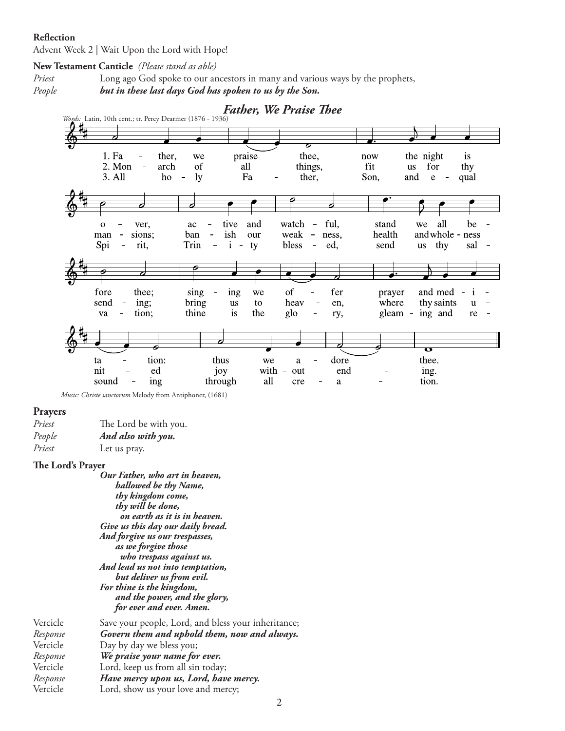**Reflection**

Advent Week 2 | Wait Upon the Lord with Hope!

**New Testament Canticle** *(Please stand as able)*

*Priest* Long ago God spoke to our ancestors in many and various ways by the prophets,

*People* ***but in these last days God has spoken to us by the Son.***

### *Father, We Praise Thee*

*Words:* Latin, 10th cent.; tr. Percy Dearmer (1876 - 1936)

1. Father, we praise thee, now the night is over, active and watchful, stand we all before thee; singing we offer prayer and meditation: thus we adore thee.

2. Monarch of all things, fit us for thy mansions; banish our weakness, health and wholeness sending; bring us to heaven, where thy saints united joy without ending.

3. All holy Father, Son, and equal Spirit, Trinity blessed, send us thy salvation; thine is the glory, gleaming and resounding through all creation.

*Music: Christe sanctorum* Melody from Antiphoner, (1681)

**Prayers**

*Priest* The Lord be with you.

*People* ***And also with you.***

*Priest* Let us pray.

**The Lord's Prayer**

***Our Father, who art in heaven,***
***hallowed be thy Name,***
***thy kingdom come,***
***thy will be done,***
***on earth as it is in heaven.***
***Give us this day our daily bread.***
***And forgive us our trespasses,***
***as we forgive those***
***who trespass against us.***
***And lead us not into temptation,***
***but deliver us from evil.***
***For thine is the kingdom,***
***and the power, and the glory,***
***for ever and ever. Amen.***

Vercicle Save your people, Lord, and bless your inheritance;

*Response* ***Govern them and uphold them, now and always.***

Vercicle Day by day we bless you;

*Response* ***We praise your name for ever.***

Vercicle Lord, keep us from all sin today;

*Response* ***Have mercy upon us, Lord, have mercy.***

Vercicle Lord, show us your love and mercy;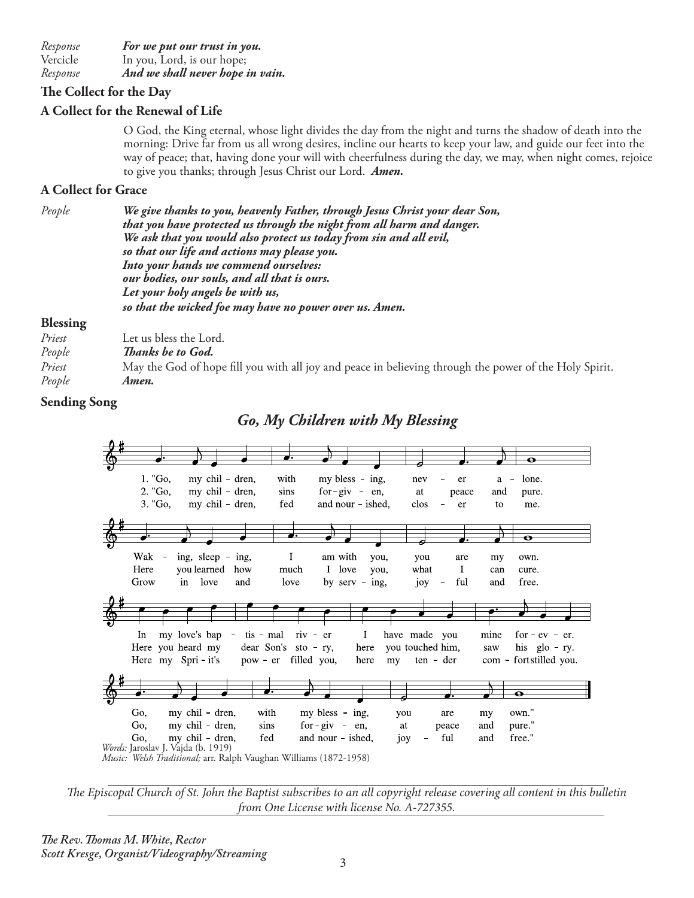| | |
|---|---|
| *Response* | ***For we put our trust in you.*** |
| Vercicle | In you, Lord, is our hope; |
| *Response* | ***And we shall never hope in vain.*** |

**The Collect for the Day**

**A Collect for the Renewal of Life**

O God, the King eternal, whose light divides the day from the night and turns the shadow of death into the morning: Drive far from us all wrong desires, incline our hearts to keep your law, and guide our feet into the way of peace; that, having done your will with cheerfulness during the day, we may, when night comes, rejoice to give you thanks; through Jesus Christ our Lord. ***Amen.***

**A Collect for Grace**

*People* ***We give thanks to you, heavenly Father, through Jesus Christ your dear Son,***
***that you have protected us through the night from all harm and danger.***
***We ask that you would also protect us today from sin and all evil,***
***so that our life and actions may please you.***
***Into your hands we commend ourselves:***
***our bodies, our souls, and all that is ours.***
***Let your holy angels be with us,***
***so that the wicked foe may have no power over us. Amen.***

**Blessing**

| | |
|---|---|
| *Priest* | Let us bless the Lord. |
| *People* | ***Thanks be to God.*** |
| *Priest* | May the God of hope fill you with all joy and peace in believing through the power of the Holy Spirit. |
| *People* | ***Amen.*** |

**Sending Song**

***Go, My Children with My Blessing***

1. "Go, my children, with my blessing, never alone. Waking, sleeping, I am with you, you are my own. In my love's baptismal river I have made you mine forever. Go, my children, with my blessing, you are my own."

2. "Go, my children, sins forgiven, at peace and pure. Here you learned how much I love you, what I can cure. Here you heard my dear Son's story, here you touched him, saw his glory. Go, my children, sins forgiven, at peace and pure."

3. "Go, my children, fed and nourished, closer to me. Grow in love and love by serving, joyful and free. Here my Spirit's power filled you, here my tender comfort stilled you. Go, my children, fed and nourished, joyful and free."

*Words:* Jaroslav J. Vajda (b. 1919)
*Music: Welsh Traditional;* arr. Ralph Vaughan Williams (1872-1958)

*The Episcopal Church of St. John the Baptist subscribes to an all copyright release covering all content in this bulletin from One License with license No. A-727355.*

***The Rev. Thomas M. White, Rector***
***Scott Kresge, Organist/Videography/Streaming***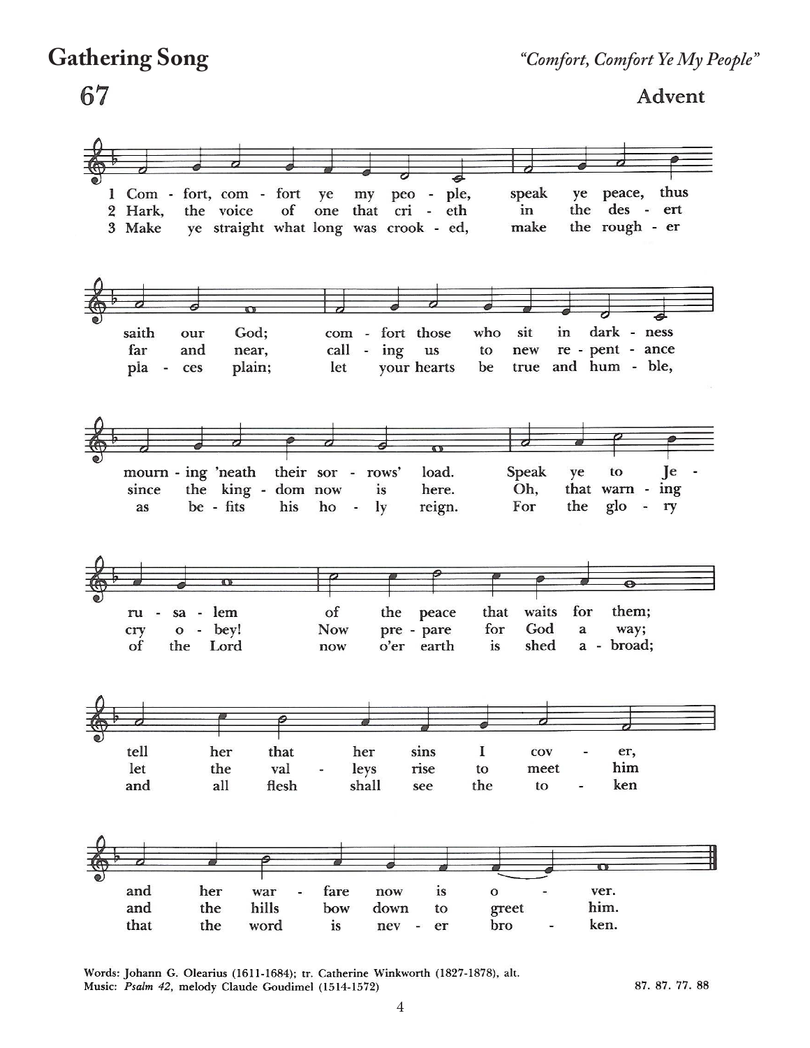## Gathering Song

*"Comfort, Comfort Ye My People"*

**67**

**Advent**

1 Comfort, comfort ye my people, speak ye peace, thus saith our God; comfort those who sit in darkness mourning 'neath their sorrows' load. Speak ye to Jerusalem of the peace that waits for them; tell her that her sins I cover, and her warfare now is over.

2 Hark, the voice of one that crieth in the desert far and near, calling us to new repentance since the kingdom now is here. Oh, that warning cry obey! Now prepare for God a way; let the valleys rise to meet him and the hills bow down to greet him.

3 Make ye straight what long was crooked, make the rougher places plain; let your hearts be true and humble, as befits his holy reign. For the glory of the Lord now o'er earth is shed abroad; and all flesh shall see the token that the word is never broken.

Words: Johann G. Olearius (1611-1684); tr. Catherine Winkworth (1827-1878), alt.
Music: *Psalm 42*, melody Claude Goudimel (1514-1572)

87. 87. 77. 88